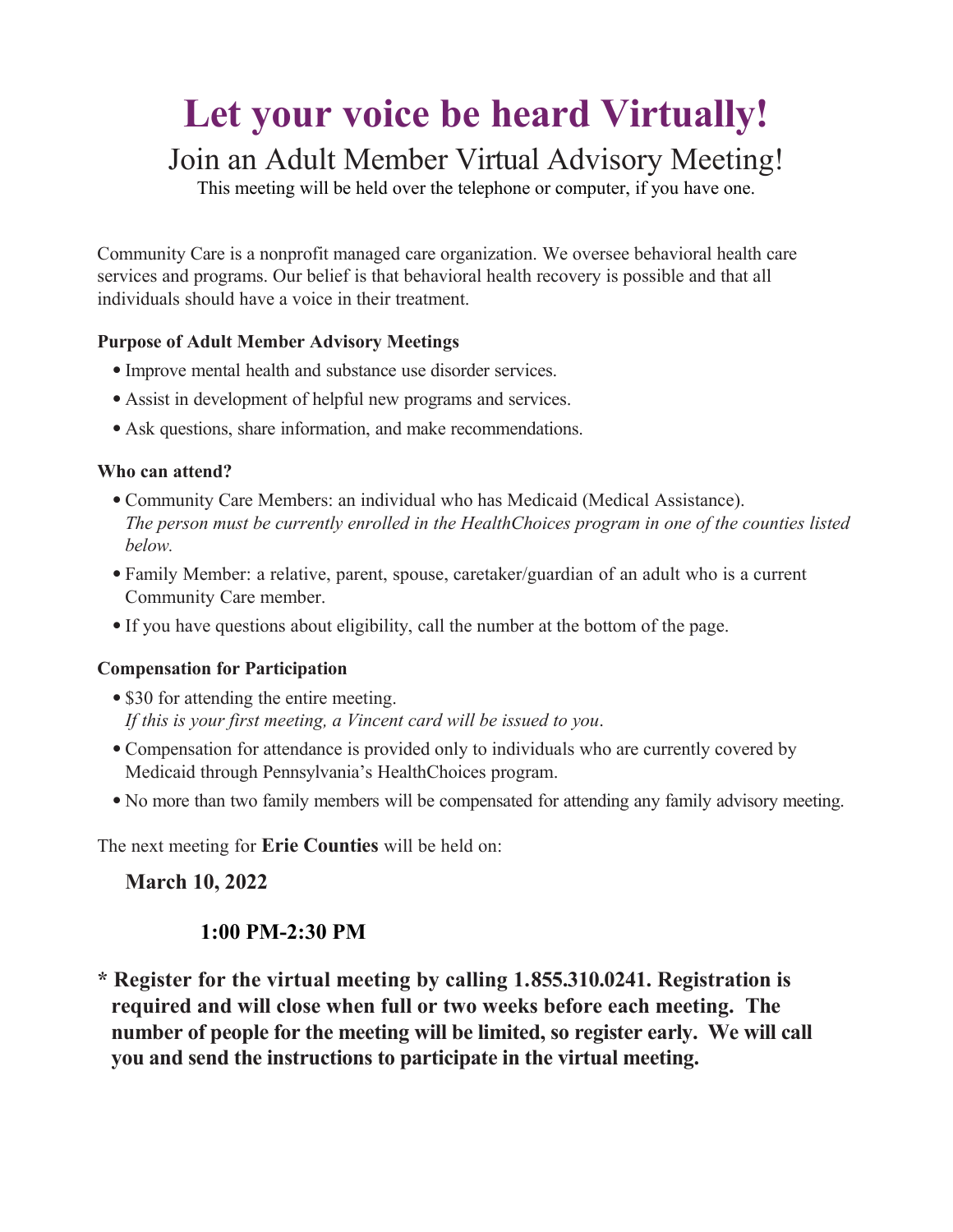# Let your voice be heard Virtually!

## Join an Adult Member Virtual Advisory Meeting!

This meeting will be held over the telephone or computer, if you have one.

Community Care is a nonprofit managed care organization. We oversee behavioral health care services and programs. Our belief is that behavioral health recovery is possible and that all individuals should have a voice in their treatment.

**Purpose of Adult Member Advisory Meetings**

- Improve mental health and substance use disorder services.
- Assist in development of helpful new programs and services.
- Ask questions, share information, and make recommendations.

**Who can attend?**

- Community Care Members: an individual who has Medicaid (Medical Assistance). *The person must be currently enrolled in the HealthChoices program in one of the counties listed below.*
- Family Member: a relative, parent, spouse, caretaker/guardian of an adult who is a current Community Care member.
- If you have questions about eligibility, call the number at the bottom of the page.

**Compensation for Participation**

- $30 for attending the entire meeting. *If this is your first meeting, a Vincent card will be issued to you*.
- Compensation for attendance is provided only to individuals who are currently covered by Medicaid through Pennsylvania's HealthChoices program.
- No more than two family members will be compensated for attending any family advisory meeting.

The next meeting for **Erie Counties** will be held on:

**March 10, 2022**

**1:00 PM-2:30 PM**

**\* Register for the virtual meeting by calling 1.855.310.0241. Registration is required and will close when full or two weeks before each meeting. The number of people for the meeting will be limited, so register early. We will call you and send the instructions to participate in the virtual meeting.**